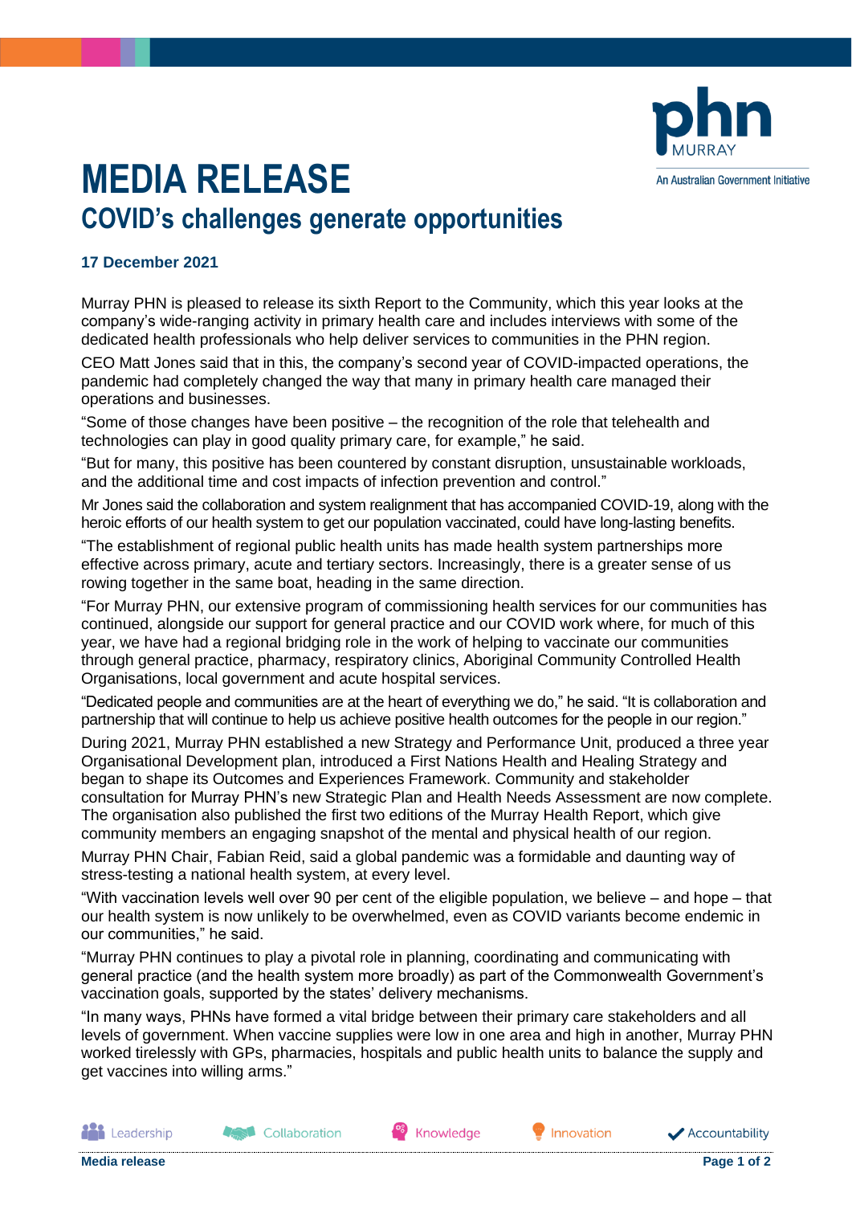# MEDIA RELEASE

## COVID's challenges generate opportunities

**17 December 2021**

Murray PHN is pleased to release its sixth Report to the Community, which this year looks at the company's wide-ranging activity in primary health care and includes interviews with some of the dedicated health professionals who help deliver services to communities in the PHN region.

CEO Matt Jones said that in this, the company's second year of COVID-impacted operations, the pandemic had completely changed the way that many in primary health care managed their operations and businesses.

"Some of those changes have been positive – the recognition of the role that telehealth and technologies can play in good quality primary care, for example," he said.

"But for many, this positive has been countered by constant disruption, unsustainable workloads, and the additional time and cost impacts of infection prevention and control."

Mr Jones said the collaboration and system realignment that has accompanied COVID-19, along with the heroic efforts of our health system to get our population vaccinated, could have long-lasting benefits.

"The establishment of regional public health units has made health system partnerships more effective across primary, acute and tertiary sectors. Increasingly, there is a greater sense of us rowing together in the same boat, heading in the same direction.

"For Murray PHN, our extensive program of commissioning health services for our communities has continued, alongside our support for general practice and our COVID work where, for much of this year, we have had a regional bridging role in the work of helping to vaccinate our communities through general practice, pharmacy, respiratory clinics, Aboriginal Community Controlled Health Organisations, local government and acute hospital services.

"Dedicated people and communities are at the heart of everything we do," he said. "It is collaboration and partnership that will continue to help us achieve positive health outcomes for the people in our region."

During 2021, Murray PHN established a new Strategy and Performance Unit, produced a three year Organisational Development plan, introduced a First Nations Health and Healing Strategy and began to shape its Outcomes and Experiences Framework. Community and stakeholder consultation for Murray PHN's new Strategic Plan and Health Needs Assessment are now complete. The organisation also published the first two editions of the Murray Health Report, which give community members an engaging snapshot of the mental and physical health of our region.

Murray PHN Chair, Fabian Reid, said a global pandemic was a formidable and daunting way of stress-testing a national health system, at every level.

"With vaccination levels well over 90 per cent of the eligible population, we believe – and hope – that our health system is now unlikely to be overwhelmed, even as COVID variants become endemic in our communities," he said.

"Murray PHN continues to play a pivotal role in planning, coordinating and communicating with general practice (and the health system more broadly) as part of the Commonwealth Government's vaccination goals, supported by the states' delivery mechanisms.

"In many ways, PHNs have formed a vital bridge between their primary care stakeholders and all levels of government. When vaccine supplies were low in one area and high in another, Murray PHN worked tirelessly with GPs, pharmacies, hospitals and public health units to balance the supply and get vaccines into willing arms."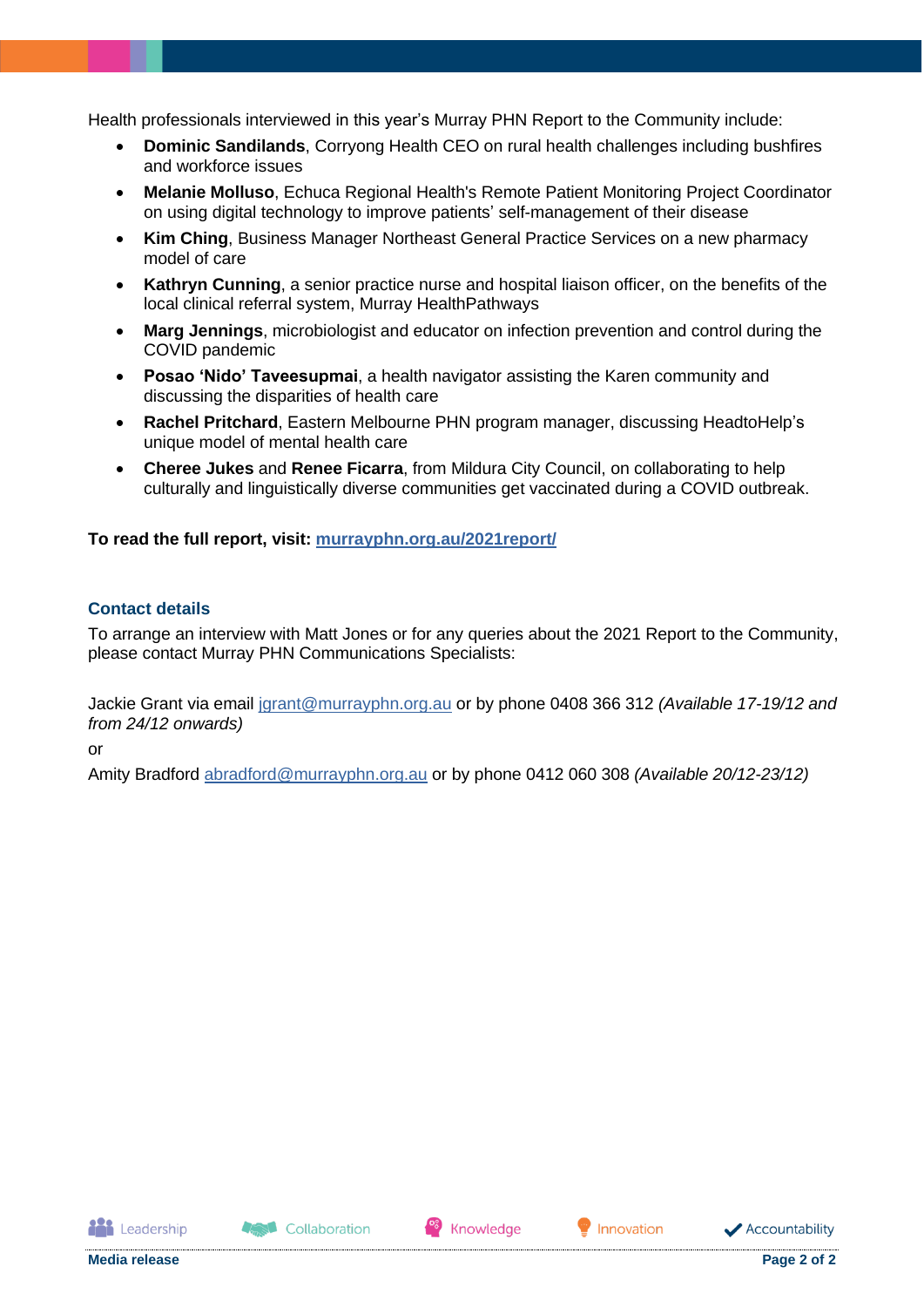Health professionals interviewed in this year's Murray PHN Report to the Community include:

- **Dominic Sandilands**, Corryong Health CEO on rural health challenges including bushfires and workforce issues
- **Melanie Molluso**, Echuca Regional Health's Remote Patient Monitoring Project Coordinator on using digital technology to improve patients' self-management of their disease
- **Kim Ching**, Business Manager Northeast General Practice Services on a new pharmacy model of care
- **Kathryn Cunning**, a senior practice nurse and hospital liaison officer, on the benefits of the local clinical referral system, Murray HealthPathways
- **Marg Jennings**, microbiologist and educator on infection prevention and control during the COVID pandemic
- **Posao 'Nido' Taveesupmai**, a health navigator assisting the Karen community and discussing the disparities of health care
- **Rachel Pritchard**, Eastern Melbourne PHN program manager, discussing HeadtoHelp's unique model of mental health care
- **Cheree Jukes** and **Renee Ficarra**, from Mildura City Council, on collaborating to help culturally and linguistically diverse communities get vaccinated during a COVID outbreak.

**To read the full report, visit: murrayphn.org.au/2021report/**

### Contact details

To arrange an interview with Matt Jones or for any queries about the 2021 Report to the Community, please contact Murray PHN Communications Specialists:

Jackie Grant via email jgrant@murrayphn.org.au or by phone 0408 366 312 *(Available 17-19/12 and from 24/12 onwards)*

or

Amity Bradford abradford@murrayphn.org.au or by phone 0412 060 308 *(Available 20/12-23/12)*

Leadership Collaboration Knowledge Innovation Accountability